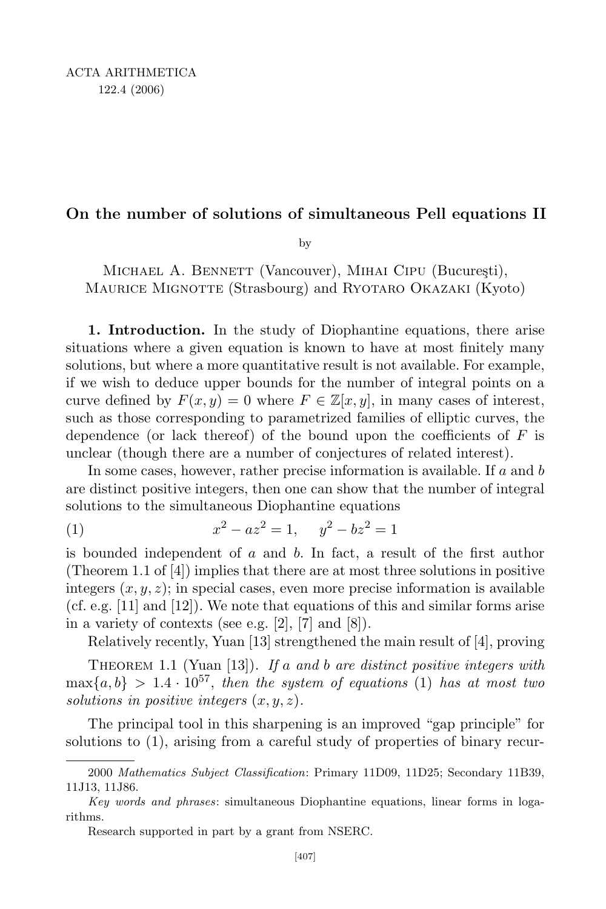# On the number of solutions of simultaneous Pell equations II

by

Michael A. Bennett (Vancouver), Mihai Cipu (Bucureşti), Maurice Mignotte (Strasbourg) and Ryotaro Okazaki (Kyoto)

**1. Introduction.** In the study of Diophantine equations, there arise situations where a given equation is known to have at most finitely many solutions, but where a more quantitative result is not available. For example, if we wish to deduce upper bounds for the number of integral points on a curve defined by $F(x, y) = 0$ where $F \in \mathbb{Z}[x, y]$, in many cases of interest, such as those corresponding to parametrized families of elliptic curves, the dependence (or lack thereof) of the bound upon the coefficients of $F$ is unclear (though there are a number of conjectures of related interest).

In some cases, however, rather precise information is available. If $a$ and $b$ are distinct positive integers, then one can show that the number of integral solutions to the simultaneous Diophantine equations

$$x^2 - az^2 = 1, \quad y^2 - bz^2 = 1 \tag{1}$$

is bounded independent of $a$ and $b$. In fact, a result of the first author (Theorem 1.1 of [4]) implies that there are at most three solutions in positive integers $(x, y, z)$; in special cases, even more precise information is available (cf. e.g. [11] and [12]). We note that equations of this and similar forms arise in a variety of contexts (see e.g. [2], [7] and [8]).

Relatively recently, Yuan [13] strengthened the main result of [4], proving

Theorem 1.1 (Yuan [13]). *If $a$ and $b$ are distinct positive integers with $\max\{a, b\} > 1.4 \cdot 10^{57}$, then the system of equations* (1) *has at most two solutions in positive integers $(x, y, z)$.*

The principal tool in this sharpening is an improved "gap principle" for solutions to (1), arising from a careful study of properties of binary recur-

---

2000 *Mathematics Subject Classification*: Primary 11D09, 11D25; Secondary 11B39, 11J13, 11J86.

*Key words and phrases*: simultaneous Diophantine equations, linear forms in logarithms.

Research supported in part by a grant from NSERC.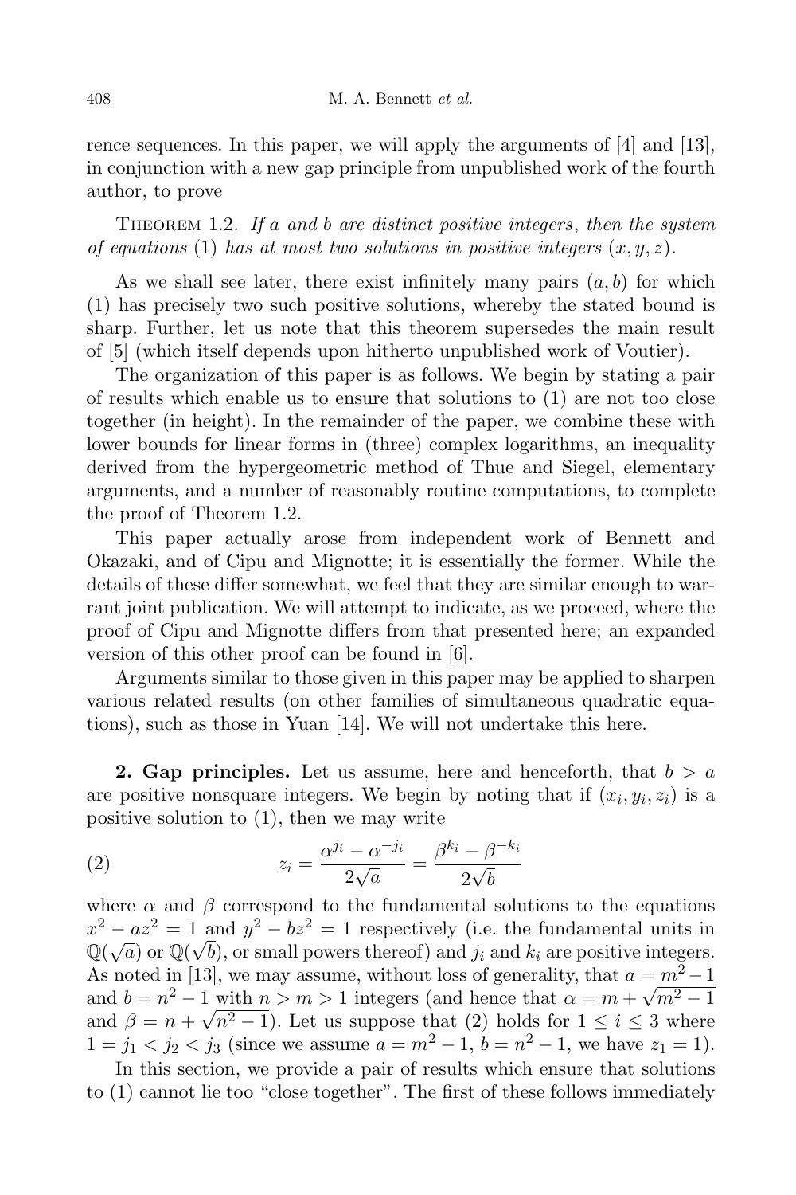rence sequences. In this paper, we will apply the arguments of [4] and [13], in conjunction with a new gap principle from unpublished work of the fourth author, to prove

Theorem 1.2. *If $a$ and $b$ are distinct positive integers, then the system of equations* (1) *has at most two solutions in positive integers* $(x, y, z)$.

As we shall see later, there exist infinitely many pairs $(a, b)$ for which (1) has precisely two such positive solutions, whereby the stated bound is sharp. Further, let us note that this theorem supersedes the main result of [5] (which itself depends upon hitherto unpublished work of Voutier).

The organization of this paper is as follows. We begin by stating a pair of results which enable us to ensure that solutions to (1) are not too close together (in height). In the remainder of the paper, we combine these with lower bounds for linear forms in (three) complex logarithms, an inequality derived from the hypergeometric method of Thue and Siegel, elementary arguments, and a number of reasonably routine computations, to complete the proof of Theorem 1.2.

This paper actually arose from independent work of Bennett and Okazaki, and of Cipu and Mignotte; it is essentially the former. While the details of these differ somewhat, we feel that they are similar enough to warrant joint publication. We will attempt to indicate, as we proceed, where the proof of Cipu and Mignotte differs from that presented here; an expanded version of this other proof can be found in [6].

Arguments similar to those given in this paper may be applied to sharpen various related results (on other families of simultaneous quadratic equations), such as those in Yuan [14]. We will not undertake this here.

## 2. Gap principles.

Let us assume, here and henceforth, that $b > a$ are positive nonsquare integers. We begin by noting that if $(x_i, y_i, z_i)$ is a positive solution to (1), then we may write

$$z_i = \frac{\alpha^{j_i} - \alpha^{-j_i}}{2\sqrt{a}} = \frac{\beta^{k_i} - \beta^{-k_i}}{2\sqrt{b}} \tag{2}$$

where $\alpha$ and $\beta$ correspond to the fundamental solutions to the equations $x^2 - az^2 = 1$ and $y^2 - bz^2 = 1$ respectively (i.e. the fundamental units in $\mathbb{Q}(\sqrt{a})$ or $\mathbb{Q}(\sqrt{b})$, or small powers thereof) and $j_i$ and $k_i$ are positive integers. As noted in [13], we may assume, without loss of generality, that $a = m^2 - 1$ and $b = n^2 - 1$ with $n > m > 1$ integers (and hence that $\alpha = m + \sqrt{m^2 - 1}$ and $\beta = n + \sqrt{n^2 - 1}$). Let us suppose that (2) holds for $1 \le i \le 3$ where $1 = j_1 < j_2 < j_3$ (since we assume $a = m^2 - 1$, $b = n^2 - 1$, we have $z_1 = 1$).

In this section, we provide a pair of results which ensure that solutions to (1) cannot lie too "close together". The first of these follows immediately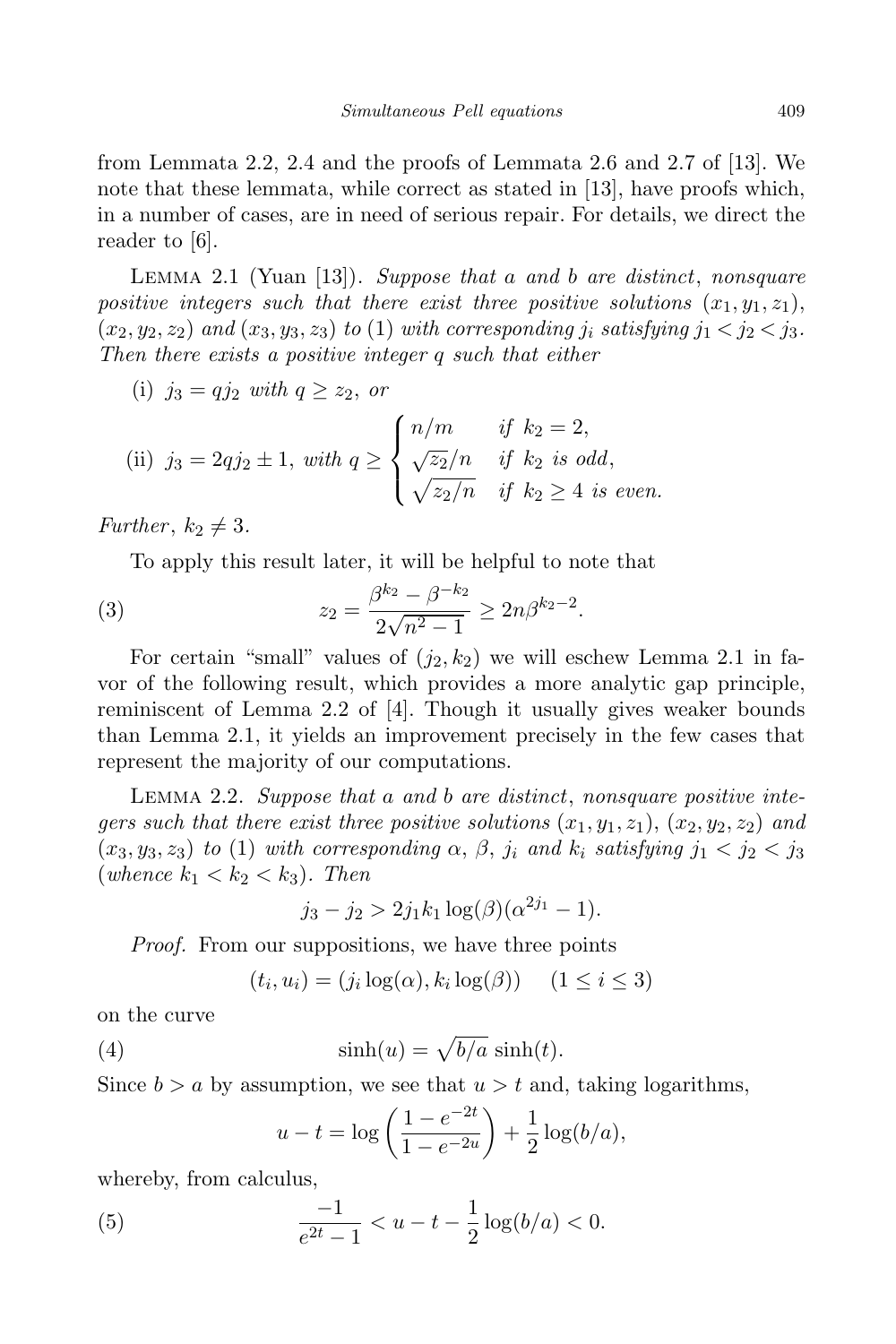from Lemmata 2.2, 2.4 and the proofs of Lemmata 2.6 and 2.7 of [13]. We note that these lemmata, while correct as stated in [13], have proofs which, in a number of cases, are in need of serious repair. For details, we direct the reader to [6].

Lemma 2.1 (Yuan [13]). *Suppose that $a$ and $b$ are distinct, nonsquare positive integers such that there exist three positive solutions $(x_1, y_1, z_1)$, $(x_2, y_2, z_2)$ and $(x_3, y_3, z_3)$ to (1) with corresponding $j_i$ satisfying $j_1 < j_2 < j_3$. Then there exists a positive integer $q$ such that either*

(i) $j_3 = qj_2$ *with* $q \geq z_2$, *or*

$$\text{(ii)}\ \ j_3 = 2qj_2 \pm 1, \text{ with } q \geq \begin{cases} n/m & \text{if } k_2 = 2, \\ \sqrt{z_2}/n & \text{if } k_2 \text{ is odd}, \\ \sqrt{z_2/n} & \text{if } k_2 \geq 4 \text{ is even.} \end{cases}$$

*Further*, $k_2 \neq 3$.

To apply this result later, it will be helpful to note that

$$z_2 = \frac{\beta^{k_2} - \beta^{-k_2}}{2\sqrt{n^2-1}} \geq 2n\beta^{k_2-2}. \tag{3}$$

For certain "small" values of $(j_2, k_2)$ we will eschew Lemma 2.1 in favor of the following result, which provides a more analytic gap principle, reminiscent of Lemma 2.2 of [4]. Though it usually gives weaker bounds than Lemma 2.1, it yields an improvement precisely in the few cases that represent the majority of our computations.

Lemma 2.2. *Suppose that $a$ and $b$ are distinct, nonsquare positive integers such that there exist three positive solutions $(x_1, y_1, z_1)$, $(x_2, y_2, z_2)$ and $(x_3, y_3, z_3)$ to (1) with corresponding $\alpha$, $\beta$, $j_i$ and $k_i$ satisfying $j_1 < j_2 < j_3$ (whence $k_1 < k_2 < k_3$). Then*

$$j_3 - j_2 > 2j_1k_1 \log(\beta)(\alpha^{2j_1} - 1).$$

*Proof.* From our suppositions, we have three points

$$(t_i, u_i) = (j_i \log(\alpha), k_i \log(\beta)) \quad (1 \leq i \leq 3)$$

on the curve

$$\sinh(u) = \sqrt{b/a}\, \sinh(t). \tag{4}$$

Since $b > a$ by assumption, we see that $u > t$ and, taking logarithms,

$$u - t = \log\left(\frac{1 - e^{-2t}}{1 - e^{-2u}}\right) + \frac{1}{2}\log(b/a),$$

whereby, from calculus,

$$\frac{-1}{e^{2t} - 1} < u - t - \frac{1}{2}\log(b/a) < 0. \tag{5}$$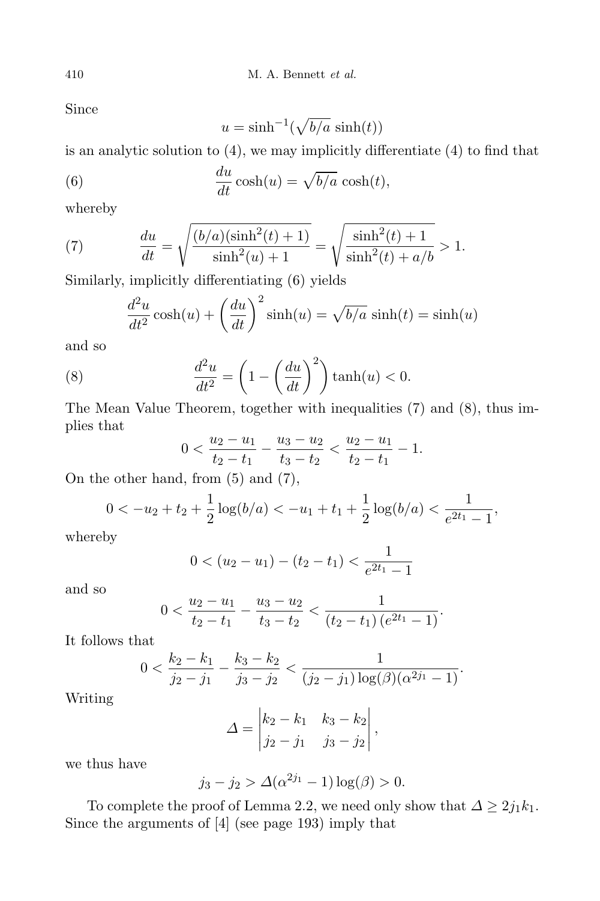Since

$$u = \sinh^{-1}(\sqrt{b/a}\,\sinh(t))$$

is an analytic solution to (4), we may implicitly differentiate (4) to find that

$$\frac{du}{dt}\cosh(u) = \sqrt{b/a}\,\cosh(t), \tag{6}$$

whereby

$$\frac{du}{dt} = \sqrt{\frac{(b/a)(\sinh^2(t)+1)}{\sinh^2(u)+1}} = \sqrt{\frac{\sinh^2(t)+1}{\sinh^2(t)+a/b}} > 1. \tag{7}$$

Similarly, implicitly differentiating (6) yields

$$\frac{d^2u}{dt^2}\cosh(u) + \left(\frac{du}{dt}\right)^2 \sinh(u) = \sqrt{b/a}\,\sinh(t) = \sinh(u)$$

and so

$$\frac{d^2u}{dt^2} = \left(1 - \left(\frac{du}{dt}\right)^2\right)\tanh(u) < 0. \tag{8}$$

The Mean Value Theorem, together with inequalities (7) and (8), thus implies that

$$0 < \frac{u_2-u_1}{t_2-t_1} - \frac{u_3-u_2}{t_3-t_2} < \frac{u_2-u_1}{t_2-t_1} - 1.$$

On the other hand, from (5) and (7),

$$0 < -u_2 + t_2 + \frac{1}{2}\log(b/a) < -u_1 + t_1 + \frac{1}{2}\log(b/a) < \frac{1}{e^{2t_1}-1},$$

whereby

$$0 < (u_2-u_1) - (t_2-t_1) < \frac{1}{e^{2t_1}-1}$$

and so

$$0 < \frac{u_2-u_1}{t_2-t_1} - \frac{u_3-u_2}{t_3-t_2} < \frac{1}{(t_2-t_1)\,(e^{2t_1}-1)}.$$

It follows that

$$0 < \frac{k_2-k_1}{j_2-j_1} - \frac{k_3-k_2}{j_3-j_2} < \frac{1}{(j_2-j_1)\log(\beta)(\alpha^{2j_1}-1)}.$$

Writing

$$\varDelta = \begin{vmatrix} k_2-k_1 & k_3-k_2 \\ j_2-j_1 & j_3-j_2 \end{vmatrix},$$

we thus have

$$j_3 - j_2 > \varDelta(\alpha^{2j_1}-1)\log(\beta) > 0.$$

To complete the proof of Lemma 2.2, we need only show that $\varDelta \geq 2j_1k_1$. Since the arguments of [4] (see page 193) imply that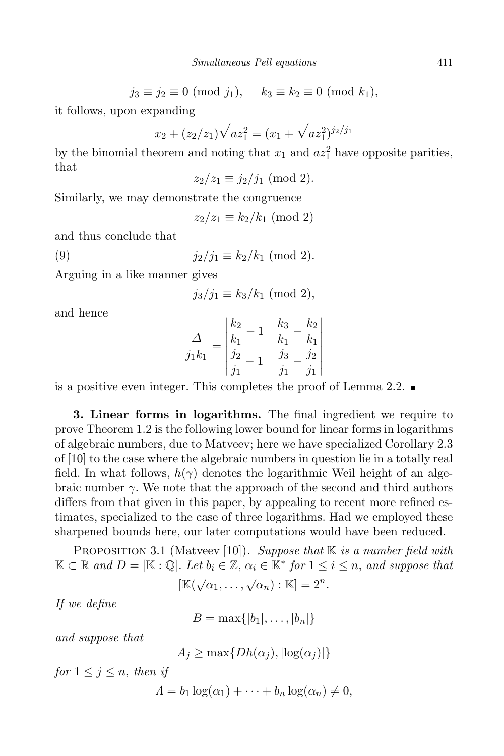$$j_3 \equiv j_2 \equiv 0 \pmod{j_1}, \qquad k_3 \equiv k_2 \equiv 0 \pmod{k_1},$$

it follows, upon expanding

$$x_2 + (z_2/z_1)\sqrt{az_1^2} = (x_1 + \sqrt{az_1^2})^{j_2/j_1}$$

by the binomial theorem and noting that $x_1$ and $az_1^2$ have opposite parities, that

$$z_2/z_1 \equiv j_2/j_1 \pmod 2.$$

Similarly, we may demonstrate the congruence

$$z_2/z_1 \equiv k_2/k_1 \pmod 2$$

and thus conclude that

$$j_2/j_1 \equiv k_2/k_1 \pmod 2. \tag{9}$$

Arguing in a like manner gives

$$j_3/j_1 \equiv k_3/k_1 \pmod 2,$$

and hence

$$\frac{\Delta}{j_1 k_1} = \begin{vmatrix} \dfrac{k_2}{k_1} - 1 & \dfrac{k_3}{k_1} - \dfrac{k_2}{k_1} \\ \dfrac{j_2}{j_1} - 1 & \dfrac{j_3}{j_1} - \dfrac{j_2}{j_1} \end{vmatrix}$$

is a positive even integer. This completes the proof of Lemma 2.2. ∎

**3. Linear forms in logarithms.** The final ingredient we require to prove Theorem 1.2 is the following lower bound for linear forms in logarithms of algebraic numbers, due to Matveev; here we have specialized Corollary 2.3 of [10] to the case where the algebraic numbers in question lie in a totally real field. In what follows, $h(\gamma)$ denotes the logarithmic Weil height of an algebraic number $\gamma$. We note that the approach of the second and third authors differs from that given in this paper, by appealing to recent more refined estimates, specialized to the case of three logarithms. Had we employed these sharpened bounds here, our later computations would have been reduced.

Proposition 3.1 (Matveev [10]). *Suppose that $\mathbb{K}$ is a number field with $\mathbb{K} \subset \mathbb{R}$ and $D = [\mathbb{K} : \mathbb{Q}]$. Let $b_i \in \mathbb{Z}$, $\alpha_i \in \mathbb{K}^*$ for $1 \le i \le n$, and suppose that*

$$[\mathbb{K}(\sqrt{\alpha_1}, \ldots, \sqrt{\alpha_n}) : \mathbb{K}] = 2^n.$$

*If we define*

$$B = \max\{|b_1|, \ldots, |b_n|\}$$

*and suppose that*

$$A_j \ge \max\{Dh(\alpha_j), |\log(\alpha_j)|\}$$

*for $1 \le j \le n$, then if*

$$\Lambda = b_1 \log(\alpha_1) + \cdots + b_n \log(\alpha_n) \ne 0,$$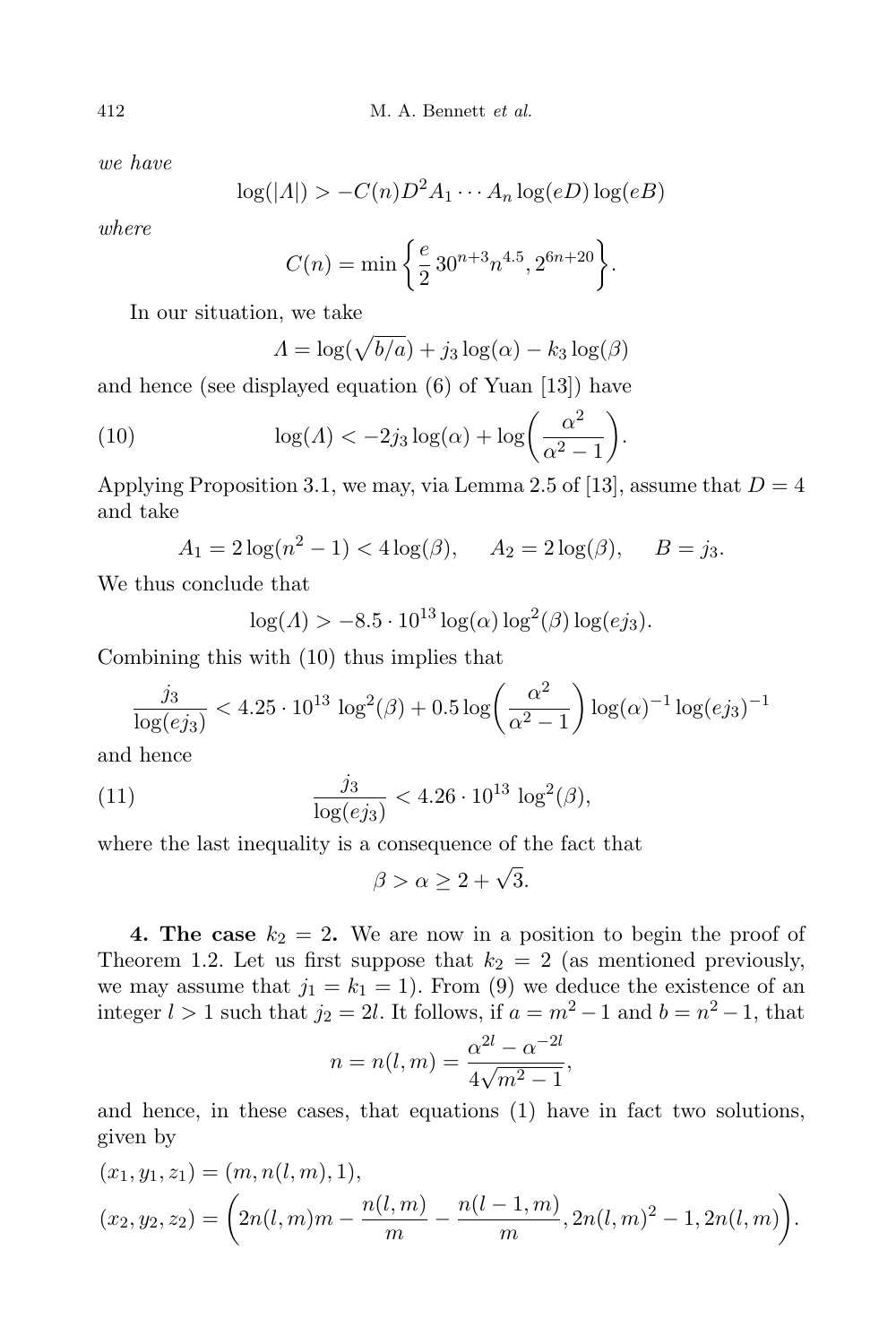*we have*

$$\log(|\Lambda|) > -C(n)D^2 A_1 \cdots A_n \log(eD)\log(eB)$$

*where*

$$C(n) = \min\left\{\frac{e}{2}\,30^{n+3}n^{4.5}, 2^{6n+20}\right\}.$$

In our situation, we take

$$\Lambda = \log(\sqrt{b/a}) + j_3\log(\alpha) - k_3\log(\beta)$$

and hence (see displayed equation (6) of Yuan [13]) have

$$\log(\Lambda) < -2j_3\log(\alpha) + \log\left(\frac{\alpha^2}{\alpha^2-1}\right). \tag{10}$$

Applying Proposition 3.1, we may, via Lemma 2.5 of [13], assume that $D = 4$ and take

$$A_1 = 2\log(n^2-1) < 4\log(\beta), \qquad A_2 = 2\log(\beta), \qquad B = j_3.$$

We thus conclude that

$$\log(\Lambda) > -8.5\cdot 10^{13}\log(\alpha)\log^2(\beta)\log(ej_3).$$

Combining this with (10) thus implies that

$$\frac{j_3}{\log(ej_3)} < 4.25\cdot 10^{13}\,\log^2(\beta) + 0.5\log\left(\frac{\alpha^2}{\alpha^2-1}\right)\log(\alpha)^{-1}\log(ej_3)^{-1}$$

and hence

$$\frac{j_3}{\log(ej_3)} < 4.26\cdot 10^{13}\,\log^2(\beta), \tag{11}$$

where the last inequality is a consequence of the fact that

$$\beta > \alpha \geq 2+\sqrt{3}.$$

**4. The case $k_2 = 2$.** We are now in a position to begin the proof of Theorem 1.2. Let us first suppose that $k_2 = 2$ (as mentioned previously, we may assume that $j_1 = k_1 = 1$). From (9) we deduce the existence of an integer $l > 1$ such that $j_2 = 2l$. It follows, if $a = m^2-1$ and $b = n^2-1$, that

$$n = n(l,m) = \frac{\alpha^{2l}-\alpha^{-2l}}{4\sqrt{m^2-1}},$$

and hence, in these cases, that equations (1) have in fact two solutions, given by

$$(x_1,y_1,z_1) = (m, n(l,m), 1),$$
$$(x_2,y_2,z_2) = \left(2n(l,m)m - \frac{n(l,m)}{m} - \frac{n(l-1,m)}{m}, 2n(l,m)^2-1, 2n(l,m)\right).$$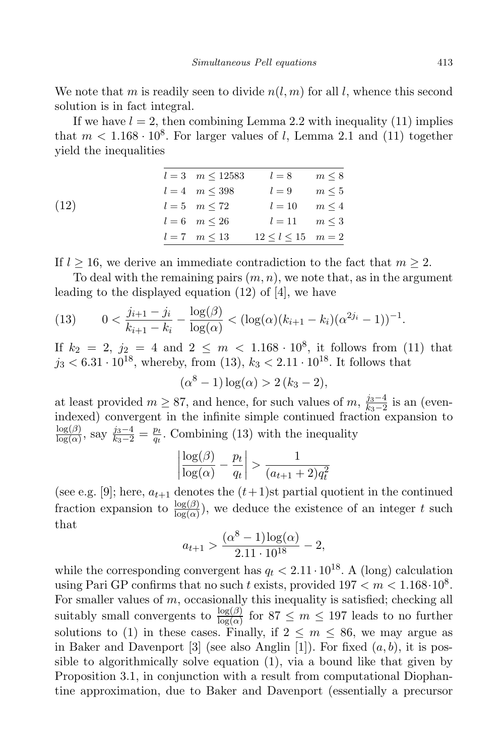We note that $m$ is readily seen to divide $n(l,m)$ for all $l$, whence this second solution is in fact integral.

If we have $l = 2$, then combining Lemma 2.2 with inequality (11) implies that $m < 1.168 \cdot 10^8$. For larger values of $l$, Lemma 2.1 and (11) together yield the inequalities

(12)

| | | | |
|---|---|---|---|
| $l=3$ | $m \le 12583$ | $l=8$ | $m \le 8$ |
| $l=4$ | $m \le 398$ | $l=9$ | $m \le 5$ |
| $l=5$ | $m \le 72$ | $l=10$ | $m \le 4$ |
| $l=6$ | $m \le 26$ | $l=11$ | $m \le 3$ |
| $l=7$ | $m \le 13$ | $12 \le l \le 15$ | $m = 2$ |

If $l \ge 16$, we derive an immediate contradiction to the fact that $m \ge 2$.

To deal with the remaining pairs $(m,n)$, we note that, as in the argument leading to the displayed equation (12) of [4], we have

$$0 < \frac{j_{i+1} - j_i}{k_{i+1} - k_i} - \frac{\log(\beta)}{\log(\alpha)} < (\log(\alpha)(k_{i+1} - k_i)(\alpha^{2j_i} - 1))^{-1}. \tag{13}$$

If $k_2 = 2$, $j_2 = 4$ and $2 \le m < 1.168 \cdot 10^8$, it follows from (11) that $j_3 < 6.31 \cdot 10^{18}$, whereby, from (13), $k_3 < 2.11 \cdot 10^{18}$. It follows that

$$(\alpha^8 - 1)\log(\alpha) > 2\,(k_3 - 2),$$

at least provided $m \ge 87$, and hence, for such values of $m$, $\frac{j_3 - 4}{k_3 - 2}$ is an (even-indexed) convergent in the infinite simple continued fraction expansion to $\frac{\log(\beta)}{\log(\alpha)}$, say $\frac{j_3 - 4}{k_3 - 2} = \frac{p_t}{q_t}$. Combining (13) with the inequality

$$\left| \frac{\log(\beta)}{\log(\alpha)} - \frac{p_t}{q_t} \right| > \frac{1}{(a_{t+1} + 2)q_t^2}$$

(see e.g. [9]; here, $a_{t+1}$ denotes the $(t+1)$st partial quotient in the continued fraction expansion to $\frac{\log(\beta)}{\log(\alpha)}$), we deduce the existence of an integer $t$ such that

$$a_{t+1} > \frac{(\alpha^8 - 1)\log(\alpha)}{2.11 \cdot 10^{18}} - 2,$$

while the corresponding convergent has $q_t < 2.11 \cdot 10^{18}$. A (long) calculation using Pari GP confirms that no such $t$ exists, provided $197 < m < 1.168 \cdot 10^8$. For smaller values of $m$, occasionally this inequality is satisfied; checking all suitably small convergents to $\frac{\log(\beta)}{\log(\alpha)}$ for $87 \le m \le 197$ leads to no further solutions to (1) in these cases. Finally, if $2 \le m \le 86$, we may argue as in Baker and Davenport [3] (see also Anglin [1]). For fixed $(a,b)$, it is possible to algorithmically solve equation (1), via a bound like that given by Proposition 3.1, in conjunction with a result from computational Diophantine approximation, due to Baker and Davenport (essentially a precursor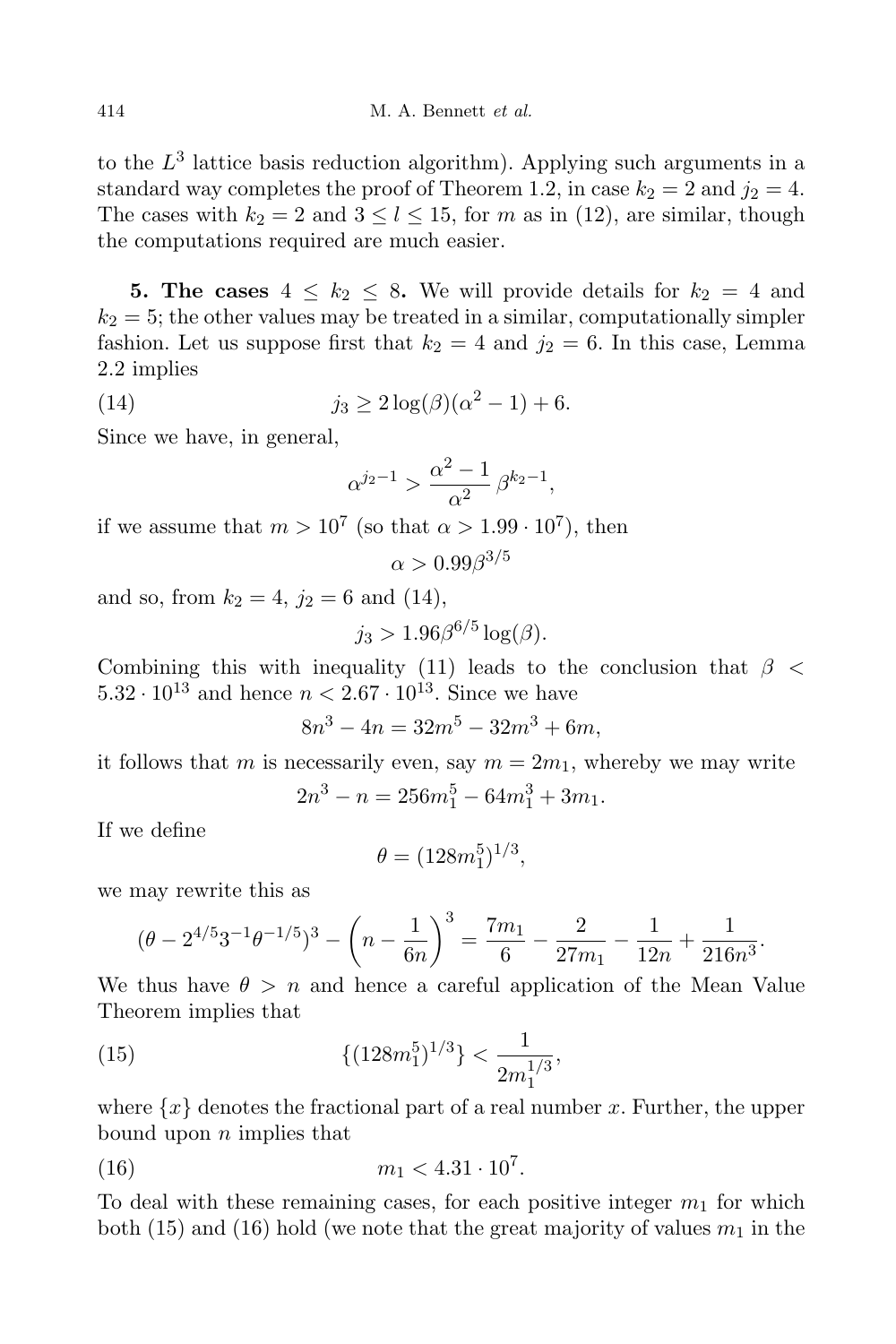to the $L^3$ lattice basis reduction algorithm). Applying such arguments in a standard way completes the proof of Theorem 1.2, in case $k_2 = 2$ and $j_2 = 4$. The cases with $k_2 = 2$ and $3 \leq l \leq 15$, for $m$ as in (12), are similar, though the computations required are much easier.

**5. The cases $4 \leq k_2 \leq 8$.** We will provide details for $k_2 = 4$ and $k_2 = 5$; the other values may be treated in a similar, computationally simpler fashion. Let us suppose first that $k_2 = 4$ and $j_2 = 6$. In this case, Lemma 2.2 implies

$$j_3 \geq 2\log(\beta)(\alpha^2 - 1) + 6. \tag{14}$$

Since we have, in general,

$$\alpha^{j_2 - 1} > \frac{\alpha^2 - 1}{\alpha^2}\,\beta^{k_2 - 1},$$

if we assume that $m > 10^7$ (so that $\alpha > 1.99 \cdot 10^7$), then

$$\alpha > 0.99\beta^{3/5}$$

and so, from $k_2 = 4$, $j_2 = 6$ and (14),

$$j_3 > 1.96\beta^{6/5}\log(\beta).$$

Combining this with inequality (11) leads to the conclusion that $\beta < 5.32 \cdot 10^{13}$ and hence $n < 2.67 \cdot 10^{13}$. Since we have

$$8n^3 - 4n = 32m^5 - 32m^3 + 6m,$$

it follows that $m$ is necessarily even, say $m = 2m_1$, whereby we may write

$$2n^3 - n = 256m_1^5 - 64m_1^3 + 3m_1.$$

If we define

$$\theta = (128m_1^5)^{1/3},$$

we may rewrite this as

$$(\theta - 2^{4/5}3^{-1}\theta^{-1/5})^3 - \left(n - \frac{1}{6n}\right)^3 = \frac{7m_1}{6} - \frac{2}{27m_1} - \frac{1}{12n} + \frac{1}{216n^3}.$$

We thus have $\theta > n$ and hence a careful application of the Mean Value Theorem implies that

$$\{(128m_1^5)^{1/3}\} < \frac{1}{2m_1^{1/3}}, \tag{15}$$

where $\{x\}$ denotes the fractional part of a real number $x$. Further, the upper bound upon $n$ implies that

$$m_1 < 4.31 \cdot 10^7. \tag{16}$$

To deal with these remaining cases, for each positive integer $m_1$ for which both (15) and (16) hold (we note that the great majority of values $m_1$ in the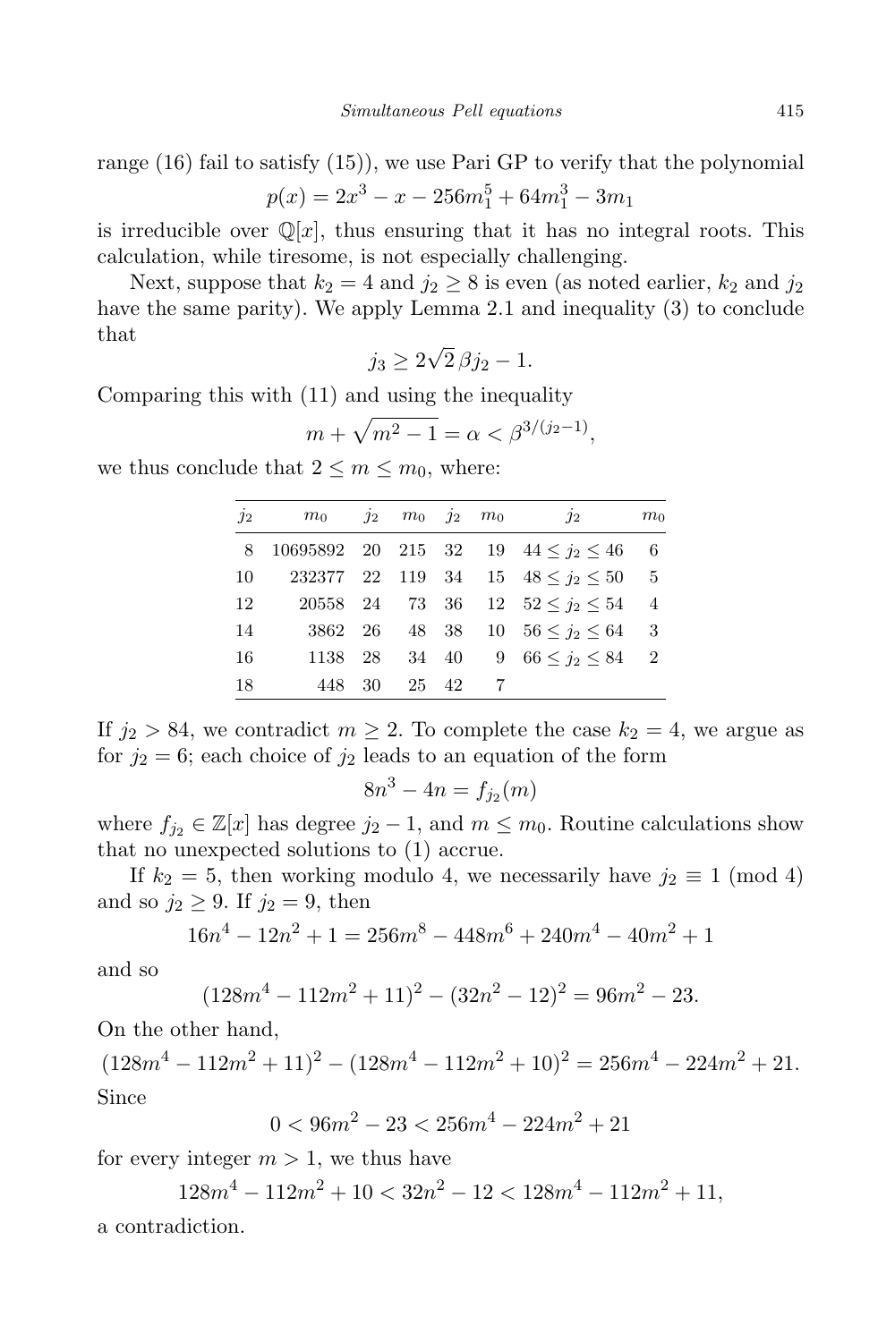range (16) fail to satisfy (15)), we use Pari GP to verify that the polynomial

$$p(x) = 2x^3 - x - 256m_1^5 + 64m_1^3 - 3m_1$$

is irreducible over $\mathbb{Q}[x]$, thus ensuring that it has no integral roots. This calculation, while tiresome, is not especially challenging.

Next, suppose that $k_2 = 4$ and $j_2 \geq 8$ is even (as noted earlier, $k_2$ and $j_2$ have the same parity). We apply Lemma 2.1 and inequality (3) to conclude that

$$j_3 \geq 2\sqrt{2}\,\beta j_2 - 1.$$

Comparing this with (11) and using the inequality

$$m + \sqrt{m^2 - 1} = \alpha < \beta^{3/(j_2-1)},$$

we thus conclude that $2 \leq m \leq m_0$, where:

| $j_2$ | $m_0$ | $j_2$ | $m_0$ | $j_2$ | $m_0$ | $j_2$ | $m_0$ |
|---|---|---|---|---|---|---|---|
| 8 | 10695892 | 20 | 215 | 32 | 19 | $44 \leq j_2 \leq 46$ | 6 |
| 10 | 232377 | 22 | 119 | 34 | 15 | $48 \leq j_2 \leq 50$ | 5 |
| 12 | 20558 | 24 | 73 | 36 | 12 | $52 \leq j_2 \leq 54$ | 4 |
| 14 | 3862 | 26 | 48 | 38 | 10 | $56 \leq j_2 \leq 64$ | 3 |
| 16 | 1138 | 28 | 34 | 40 | 9 | $66 \leq j_2 \leq 84$ | 2 |
| 18 | 448 | 30 | 25 | 42 | 7 | | |

If $j_2 > 84$, we contradict $m \geq 2$. To complete the case $k_2 = 4$, we argue as for $j_2 = 6$; each choice of $j_2$ leads to an equation of the form

$$8n^3 - 4n = f_{j_2}(m)$$

where $f_{j_2} \in \mathbb{Z}[x]$ has degree $j_2 - 1$, and $m \leq m_0$. Routine calculations show that no unexpected solutions to (1) accrue.

If $k_2 = 5$, then working modulo 4, we necessarily have $j_2 \equiv 1 \pmod 4$ and so $j_2 \geq 9$. If $j_2 = 9$, then

$$16n^4 - 12n^2 + 1 = 256m^8 - 448m^6 + 240m^4 - 40m^2 + 1$$

and so

$$(128m^4 - 112m^2 + 11)^2 - (32n^2 - 12)^2 = 96m^2 - 23.$$

On the other hand,

$$(128m^4 - 112m^2 + 11)^2 - (128m^4 - 112m^2 + 10)^2 = 256m^4 - 224m^2 + 21.$$

Since

$$0 < 96m^2 - 23 < 256m^4 - 224m^2 + 21$$

for every integer $m > 1$, we thus have

$$128m^4 - 112m^2 + 10 < 32n^2 - 12 < 128m^4 - 112m^2 + 11,$$

a contradiction.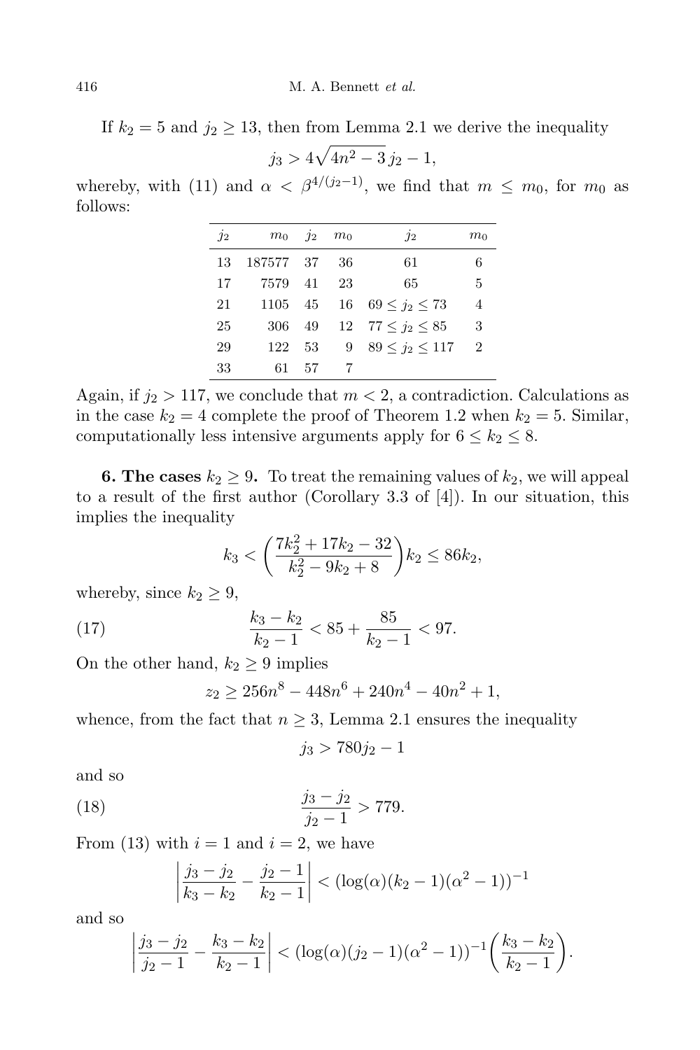If $k_2 = 5$ and $j_2 \geq 13$, then from Lemma 2.1 we derive the inequality

$$j_3 > 4\sqrt{4n^2 - 3}\, j_2 - 1,$$

whereby, with (11) and $\alpha < \beta^{4/(j_2-1)}$, we find that $m \leq m_0$, for $m_0$ as follows:

| $j_2$ | $m_0$ | $j_2$ | $m_0$ | $j_2$ | $m_0$ |
|---|---|---|---|---|---|
| 13 | 187577 | 37 | 36 | 61 | 6 |
| 17 | 7579 | 41 | 23 | 65 | 5 |
| 21 | 1105 | 45 | 16 | $69 \leq j_2 \leq 73$ | 4 |
| 25 | 306 | 49 | 12 | $77 \leq j_2 \leq 85$ | 3 |
| 29 | 122 | 53 | 9 | $89 \leq j_2 \leq 117$ | 2 |
| 33 | 61 | 57 | 7 | | |

Again, if $j_2 > 117$, we conclude that $m < 2$, a contradiction. Calculations as in the case $k_2 = 4$ complete the proof of Theorem 1.2 when $k_2 = 5$. Similar, computationally less intensive arguments apply for $6 \leq k_2 \leq 8$.

**6. The cases $k_2 \geq 9$.** To treat the remaining values of $k_2$, we will appeal to a result of the first author (Corollary 3.3 of [4]). In our situation, this implies the inequality

$$k_3 < \left(\frac{7k_2^2 + 17k_2 - 32}{k_2^2 - 9k_2 + 8}\right)k_2 \leq 86k_2,$$

whereby, since $k_2 \geq 9$,

$$\frac{k_3 - k_2}{k_2 - 1} < 85 + \frac{85}{k_2 - 1} < 97. \tag{17}$$

On the other hand, $k_2 \geq 9$ implies

$$z_2 \geq 256n^8 - 448n^6 + 240n^4 - 40n^2 + 1,$$

whence, from the fact that $n \geq 3$, Lemma 2.1 ensures the inequality

$$j_3 > 780j_2 - 1$$

and so

$$\frac{j_3 - j_2}{j_2 - 1} > 779. \tag{18}$$

From (13) with $i = 1$ and $i = 2$, we have

$$\left|\frac{j_3 - j_2}{k_3 - k_2} - \frac{j_2 - 1}{k_2 - 1}\right| < (\log(\alpha)(k_2 - 1)(\alpha^2 - 1))^{-1}$$

and so

$$\left|\frac{j_3 - j_2}{j_2 - 1} - \frac{k_3 - k_2}{k_2 - 1}\right| < (\log(\alpha)(j_2 - 1)(\alpha^2 - 1))^{-1}\left(\frac{k_3 - k_2}{k_2 - 1}\right).$$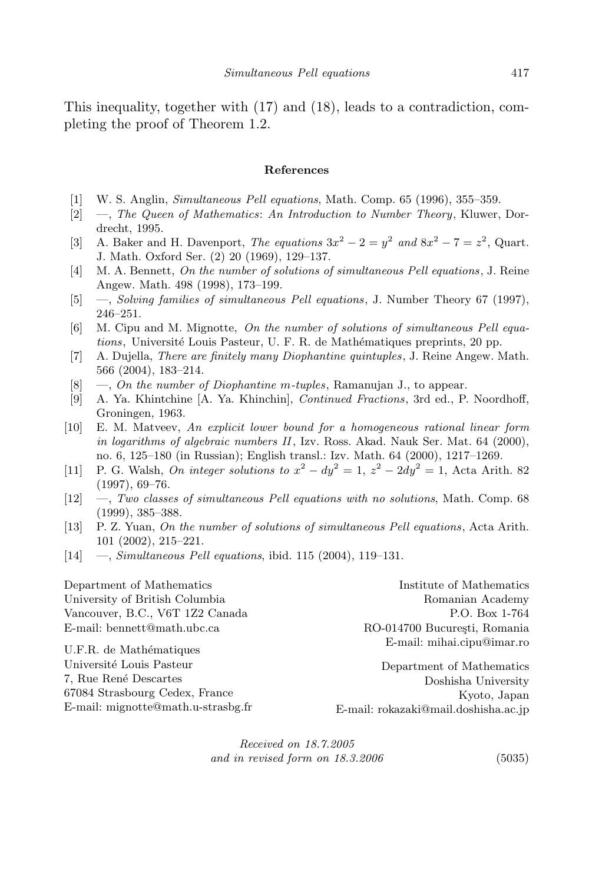This inequality, together with (17) and (18), leads to a contradiction, completing the proof of Theorem 1.2.

### References

- [1] W. S. Anglin, *Simultaneous Pell equations*, Math. Comp. 65 (1996), 355–359.
- [2] —, *The Queen of Mathematics: An Introduction to Number Theory*, Kluwer, Dordrecht, 1995.
- [3] A. Baker and H. Davenport, *The equations* $3x^2 - 2 = y^2$ *and* $8x^2 - 7 = z^2$, Quart. J. Math. Oxford Ser. (2) 20 (1969), 129–137.
- [4] M. A. Bennett, *On the number of solutions of simultaneous Pell equations*, J. Reine Angew. Math. 498 (1998), 173–199.
- [5] —, *Solving families of simultaneous Pell equations*, J. Number Theory 67 (1997), 246–251.
- [6] M. Cipu and M. Mignotte, *On the number of solutions of simultaneous Pell equations*, Université Louis Pasteur, U. F. R. de Mathématiques preprints, 20 pp.
- [7] A. Dujella, *There are finitely many Diophantine quintuples*, J. Reine Angew. Math. 566 (2004), 183–214.
- [8] —, *On the number of Diophantine m-tuples*, Ramanujan J., to appear.
- [9] A. Ya. Khintchine [A. Ya. Khinchin], *Continued Fractions*, 3rd ed., P. Noordhoff, Groningen, 1963.
- [10] E. M. Matveev, *An explicit lower bound for a homogeneous rational linear form in logarithms of algebraic numbers II*, Izv. Ross. Akad. Nauk Ser. Mat. 64 (2000), no. 6, 125–180 (in Russian); English transl.: Izv. Math. 64 (2000), 1217–1269.
- [11] P. G. Walsh, *On integer solutions to* $x^2 - dy^2 = 1$, $z^2 - 2dy^2 = 1$, Acta Arith. 82 (1997), 69–76.
- [12] —, *Two classes of simultaneous Pell equations with no solutions*, Math. Comp. 68 (1999), 385–388.
- [13] P. Z. Yuan, *On the number of solutions of simultaneous Pell equations*, Acta Arith. 101 (2002), 215–221.
- [14] —, *Simultaneous Pell equations*, ibid. 115 (2004), 119–131.

Department of Mathematics
University of British Columbia
Vancouver, B.C., V6T 1Z2 Canada
E-mail: bennett@math.ubc.ca

U.F.R. de Mathématiques
Université Louis Pasteur
7, Rue René Descartes
67084 Strasbourg Cedex, France
E-mail: mignotte@math.u-strasbg.fr

Institute of Mathematics
Romanian Academy
P.O. Box 1-764
RO-014700 Bucureşti, Romania
E-mail: mihai.cipu@imar.ro

Department of Mathematics
Doshisha University
Kyoto, Japan
E-mail: rokazaki@mail.doshisha.ac.jp

*Received on 18.7.2005*
*and in revised form on 18.3.2006* (5035)